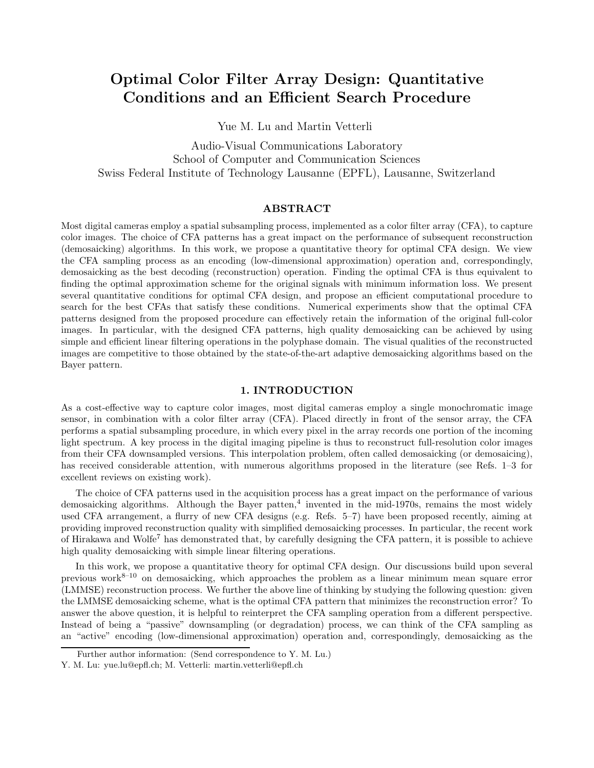# Optimal Color Filter Array Design: Quantitative Conditions and an Efficient Search Procedure

Yue M. Lu and Martin Vetterli

Audio-Visual Communications Laboratory
School of Computer and Communication Sciences
Swiss Federal Institute of Technology Lausanne (EPFL), Lausanne, Switzerland

## ABSTRACT

Most digital cameras employ a spatial subsampling process, implemented as a color filter array (CFA), to capture color images. The choice of CFA patterns has a great impact on the performance of subsequent reconstruction (demosaicking) algorithms. In this work, we propose a quantitative theory for optimal CFA design. We view the CFA sampling process as an encoding (low-dimensional approximation) operation and, correspondingly, demosaicking as the best decoding (reconstruction) operation. Finding the optimal CFA is thus equivalent to finding the optimal approximation scheme for the original signals with minimum information loss. We present several quantitative conditions for optimal CFA design, and propose an efficient computational procedure to search for the best CFAs that satisfy these conditions. Numerical experiments show that the optimal CFA patterns designed from the proposed procedure can effectively retain the information of the original full-color images. In particular, with the designed CFA patterns, high quality demosaicking can be achieved by using simple and efficient linear filtering operations in the polyphase domain. The visual qualities of the reconstructed images are competitive to those obtained by the state-of-the-art adaptive demosaicking algorithms based on the Bayer pattern.

## 1. INTRODUCTION

As a cost-effective way to capture color images, most digital cameras employ a single monochromatic image sensor, in combination with a color filter array (CFA). Placed directly in front of the sensor array, the CFA performs a spatial subsampling procedure, in which every pixel in the array records one portion of the incoming light spectrum. A key process in the digital imaging pipeline is thus to reconstruct full-resolution color images from their CFA downsampled versions. This interpolation problem, often called demosaicking (or demosaicing), has received considerable attention, with numerous algorithms proposed in the literature (see Refs. 1–3 for excellent reviews on existing work).

The choice of CFA patterns used in the acquisition process has a great impact on the performance of various demosaicking algorithms. Although the Bayer patten,[4] invented in the mid-1970s, remains the most widely used CFA arrangement, a flurry of new CFA designs (e.g. Refs. 5–7) have been proposed recently, aiming at providing improved reconstruction quality with simplified demosaicking processes. In particular, the recent work of Hirakawa and Wolfe[7] has demonstrated that, by carefully designing the CFA pattern, it is possible to achieve high quality demosaicking with simple linear filtering operations.

In this work, we propose a quantitative theory for optimal CFA design. Our discussions build upon several previous work[8–10] on demosaicking, which approaches the problem as a linear minimum mean square error (LMMSE) reconstruction process. We further the above line of thinking by studying the following question: given the LMMSE demosaicking scheme, what is the optimal CFA pattern that minimizes the reconstruction error? To answer the above question, it is helpful to reinterpret the CFA sampling operation from a different perspective. Instead of being a "passive" downsampling (or degradation) process, we can think of the CFA sampling as an "active" encoding (low-dimensional approximation) operation and, correspondingly, demosaicking as the

Further author information: (Send correspondence to Y. M. Lu.)
Y. M. Lu: yue.lu@epfl.ch; M. Vetterli: martin.vetterli@epfl.ch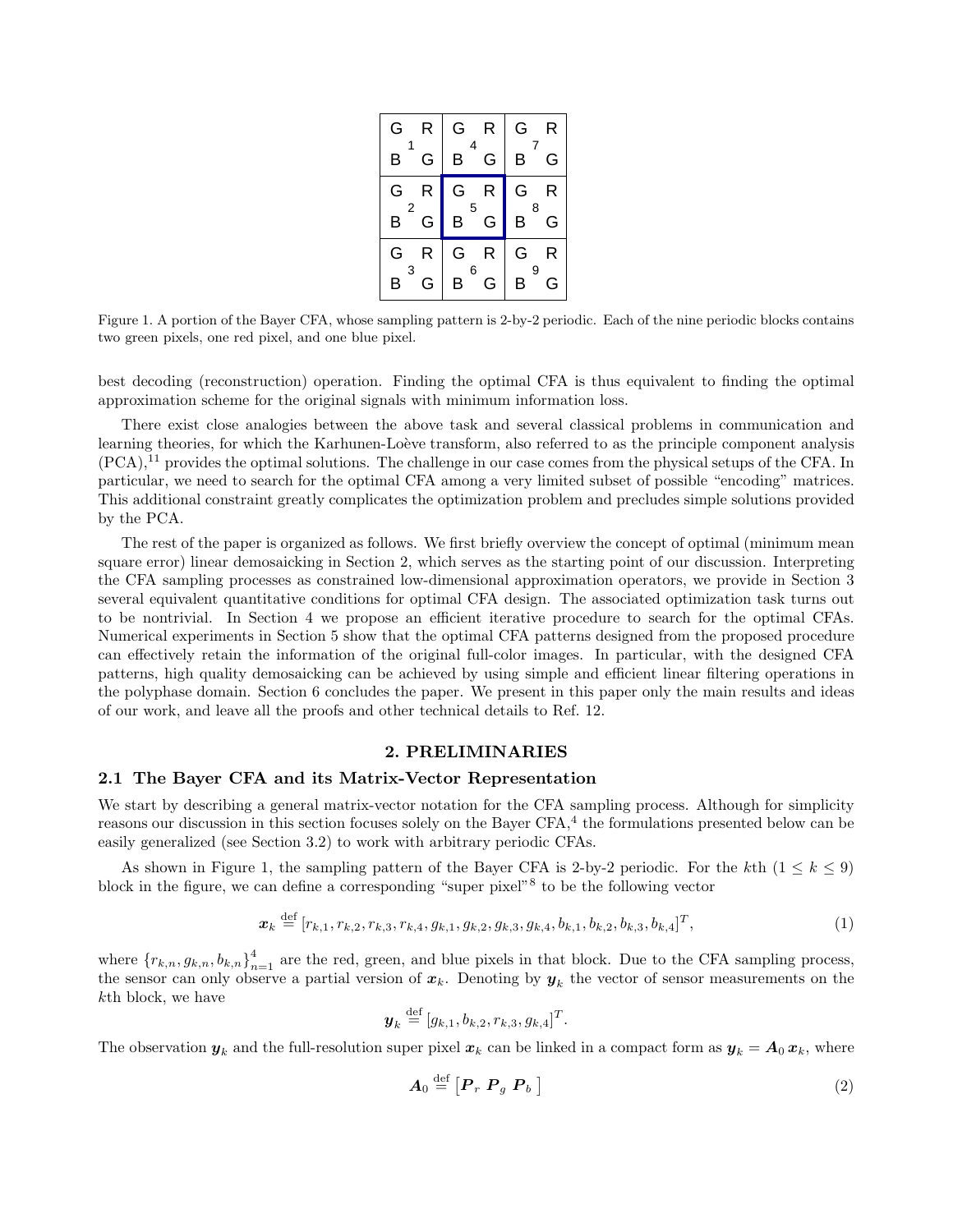| G R <br> 1 <br> B G | G R <br> 4 <br> B G | G R <br> 7 <br> B G |
|---|---|---|
| G R <br> 2 <br> B G | G R <br> 5 <br> B G | G R <br> 8 <br> B G |
| G R <br> 3 <br> B G | G R <br> 6 <br> B G | G R <br> 9 <br> B G |

Figure 1. A portion of the Bayer CFA, whose sampling pattern is 2-by-2 periodic. Each of the nine periodic blocks contains two green pixels, one red pixel, and one blue pixel.

best decoding (reconstruction) operation. Finding the optimal CFA is thus equivalent to finding the optimal approximation scheme for the original signals with minimum information loss.

There exist close analogies between the above task and several classical problems in communication and learning theories, for which the Karhunen-Loève transform, also referred to as the principle component analysis (PCA),[11] provides the optimal solutions. The challenge in our case comes from the physical setups of the CFA. In particular, we need to search for the optimal CFA among a very limited subset of possible "encoding" matrices. This additional constraint greatly complicates the optimization problem and precludes simple solutions provided by the PCA.

The rest of the paper is organized as follows. We first briefly overview the concept of optimal (minimum mean square error) linear demosaicking in Section 2, which serves as the starting point of our discussion. Interpreting the CFA sampling processes as constrained low-dimensional approximation operators, we provide in Section 3 several equivalent quantitative conditions for optimal CFA design. The associated optimization task turns out to be nontrivial. In Section 4 we propose an efficient iterative procedure to search for the optimal CFAs. Numerical experiments in Section 5 show that the optimal CFA patterns designed from the proposed procedure can effectively retain the information of the original full-color images. In particular, with the designed CFA patterns, high quality demosaicking can be achieved by using simple and efficient linear filtering operations in the polyphase domain. Section 6 concludes the paper. We present in this paper only the main results and ideas of our work, and leave all the proofs and other technical details to Ref. 12.

## 2. PRELIMINARIES

### 2.1 The Bayer CFA and its Matrix-Vector Representation

We start by describing a general matrix-vector notation for the CFA sampling process. Although for simplicity reasons our discussion in this section focuses solely on the Bayer CFA,[4] the formulations presented below can be easily generalized (see Section 3.2) to work with arbitrary periodic CFAs.

As shown in Figure 1, the sampling pattern of the Bayer CFA is 2-by-2 periodic. For the $k$th ($1 \leq k \leq 9$) block in the figure, we can define a corresponding "super pixel"[8] to be the following vector

$$\boldsymbol{x}_k \stackrel{\text{def}}{=} [r_{k,1}, r_{k,2}, r_{k,3}, r_{k,4}, g_{k,1}, g_{k,2}, g_{k,3}, g_{k,4}, b_{k,1}, b_{k,2}, b_{k,3}, b_{k,4}]^T, \tag{1}$$

where $\{r_{k,n}, g_{k,n}, b_{k,n}\}_{n=1}^{4}$ are the red, green, and blue pixels in that block. Due to the CFA sampling process, the sensor can only observe a partial version of $\boldsymbol{x}_k$. Denoting by $\boldsymbol{y}_k$ the vector of sensor measurements on the $k$th block, we have

$$\boldsymbol{y}_k \stackrel{\text{def}}{=} [g_{k,1}, b_{k,2}, r_{k,3}, g_{k,4}]^T.$$

The observation $\boldsymbol{y}_k$ and the full-resolution super pixel $\boldsymbol{x}_k$ can be linked in a compact form as $\boldsymbol{y}_k = \boldsymbol{A}_0\, \boldsymbol{x}_k$, where

$$\boldsymbol{A}_0 \stackrel{\text{def}}{=} \left[\boldsymbol{P}_r \ \boldsymbol{P}_g \ \boldsymbol{P}_b\right] \tag{2}$$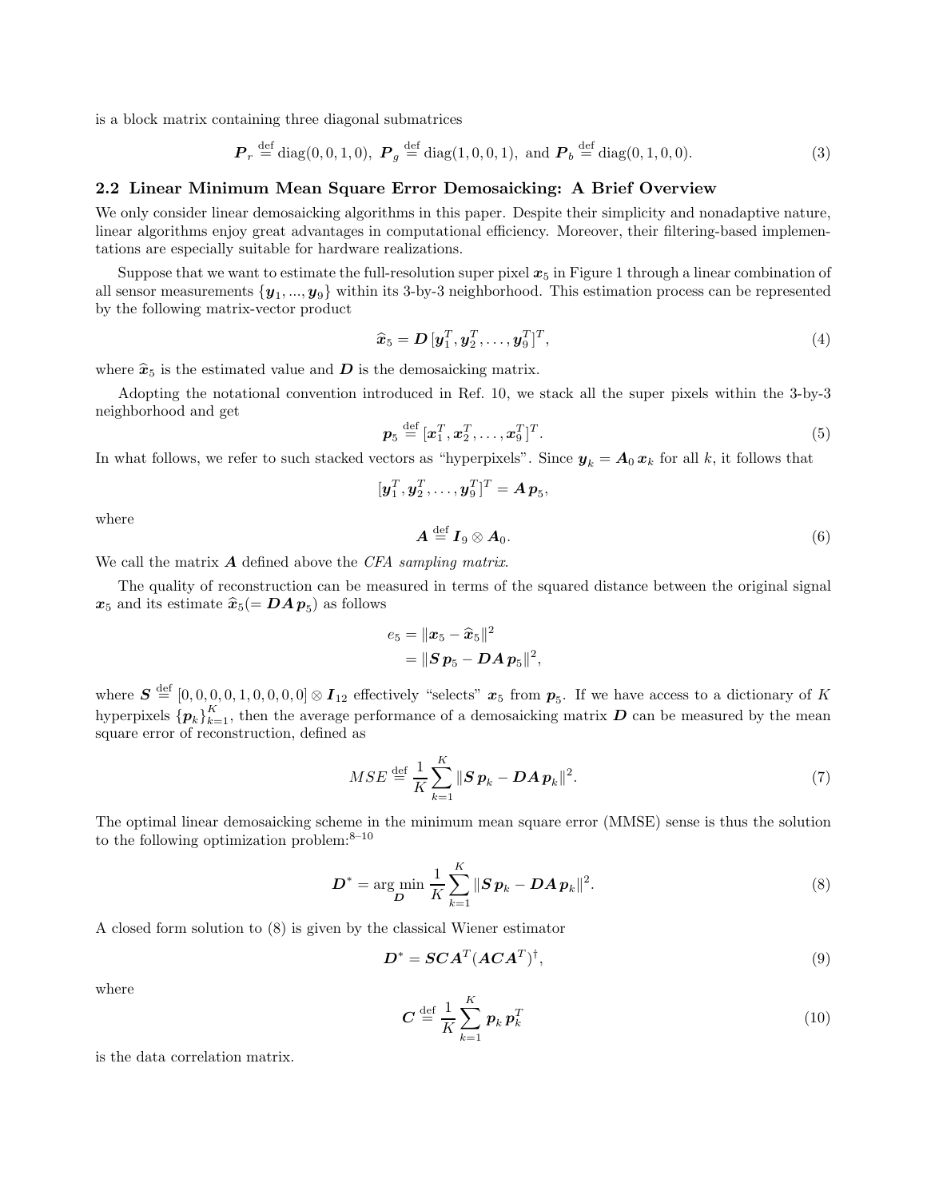is a block matrix containing three diagonal submatrices

$$\boldsymbol{P}_r \stackrel{\text{def}}{=} \text{diag}(0, 0, 1, 0), \; \boldsymbol{P}_g \stackrel{\text{def}}{=} \text{diag}(1, 0, 0, 1), \; \text{and} \; \boldsymbol{P}_b \stackrel{\text{def}}{=} \text{diag}(0, 1, 0, 0). \tag{3}$$

### 2.2 Linear Minimum Mean Square Error Demosaicking: A Brief Overview

We only consider linear demosaicking algorithms in this paper. Despite their simplicity and nonadaptive nature, linear algorithms enjoy great advantages in computational efficiency. Moreover, their filtering-based implementations are especially suitable for hardware realizations.

Suppose that we want to estimate the full-resolution super pixel $\boldsymbol{x}_5$ in Figure 1 through a linear combination of all sensor measurements $\{\boldsymbol{y}_1, ..., \boldsymbol{y}_9\}$ within its 3-by-3 neighborhood. This estimation process can be represented by the following matrix-vector product

$$\widehat{\boldsymbol{x}}_5 = \boldsymbol{D} \, [\boldsymbol{y}_1^T, \boldsymbol{y}_2^T, \ldots, \boldsymbol{y}_9^T]^T, \tag{4}$$

where $\widehat{\boldsymbol{x}}_5$ is the estimated value and $\boldsymbol{D}$ is the demosaicking matrix.

Adopting the notational convention introduced in Ref. 10, we stack all the super pixels within the 3-by-3 neighborhood and get

$$\boldsymbol{p}_5 \stackrel{\text{def}}{=} [\boldsymbol{x}_1^T, \boldsymbol{x}_2^T, \ldots, \boldsymbol{x}_9^T]^T. \tag{5}$$

In what follows, we refer to such stacked vectors as "hyperpixels". Since $\boldsymbol{y}_k = \boldsymbol{A}_0 \, \boldsymbol{x}_k$ for all $k$, it follows that

$$[\boldsymbol{y}_1^T, \boldsymbol{y}_2^T, \ldots, \boldsymbol{y}_9^T]^T = \boldsymbol{A} \, \boldsymbol{p}_5,$$

where

$$\boldsymbol{A} \stackrel{\text{def}}{=} \boldsymbol{I}_9 \otimes \boldsymbol{A}_0. \tag{6}$$

We call the matrix $\boldsymbol{A}$ defined above the *CFA sampling matrix*.

The quality of reconstruction can be measured in terms of the squared distance between the original signal $\boldsymbol{x}_5$ and its estimate $\widehat{\boldsymbol{x}}_5 (= \boldsymbol{D} \boldsymbol{A} \, \boldsymbol{p}_5)$ as follows

$$\begin{aligned} e_5 &= \|\boldsymbol{x}_5 - \widehat{\boldsymbol{x}}_5\|^2 \\ &= \|\boldsymbol{S} \, \boldsymbol{p}_5 - \boldsymbol{D} \boldsymbol{A} \, \boldsymbol{p}_5\|^2, \end{aligned}$$

where $\boldsymbol{S} \stackrel{\text{def}}{=} [0, 0, 0, 0, 1, 0, 0, 0, 0] \otimes \boldsymbol{I}_{12}$ effectively "selects" $\boldsymbol{x}_5$ from $\boldsymbol{p}_5$. If we have access to a dictionary of $K$ hyperpixels $\{\boldsymbol{p}_k\}_{k=1}^K$, then the average performance of a demosaicking matrix $\boldsymbol{D}$ can be measured by the mean square error of reconstruction, defined as

$$MSE \stackrel{\text{def}}{=} \frac{1}{K} \sum_{k=1}^{K} \|\boldsymbol{S} \, \boldsymbol{p}_k - \boldsymbol{D} \boldsymbol{A} \, \boldsymbol{p}_k\|^2. \tag{7}$$

The optimal linear demosaicking scheme in the minimum mean square error (MMSE) sense is thus the solution to the following optimization problem:[8–10]

$$\boldsymbol{D}^* = \arg\min_{\boldsymbol{D}} \frac{1}{K} \sum_{k=1}^{K} \|\boldsymbol{S} \, \boldsymbol{p}_k - \boldsymbol{D} \boldsymbol{A} \, \boldsymbol{p}_k\|^2. \tag{8}$$

A closed form solution to (8) is given by the classical Wiener estimator

$$\boldsymbol{D}^* = \boldsymbol{S} \boldsymbol{C} \boldsymbol{A}^T (\boldsymbol{A} \boldsymbol{C} \boldsymbol{A}^T)^{\dagger}, \tag{9}$$

where

$$\boldsymbol{C} \stackrel{\text{def}}{=} \frac{1}{K} \sum_{k=1}^{K} \boldsymbol{p}_k \, \boldsymbol{p}_k^T \tag{10}$$

is the data correlation matrix.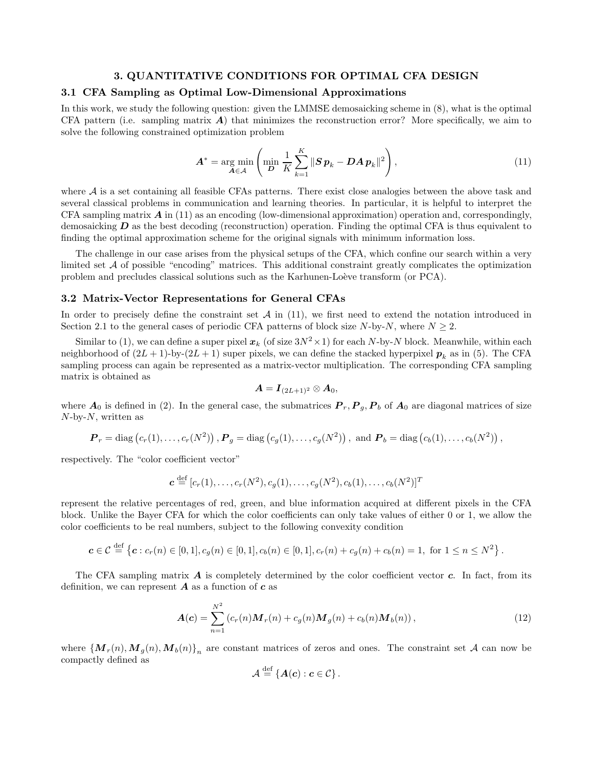## 3. QUANTITATIVE CONDITIONS FOR OPTIMAL CFA DESIGN

### 3.1 CFA Sampling as Optimal Low-Dimensional Approximations

In this work, we study the following question: given the LMMSE demosaicking scheme in (8), what is the optimal CFA pattern (i.e. sampling matrix $\boldsymbol{A}$) that minimizes the reconstruction error? More specifically, we aim to solve the following constrained optimization problem

$$\boldsymbol{A}^* = \arg\min_{\boldsymbol{A}\in\mathcal{A}} \left( \min_{\boldsymbol{D}} \frac{1}{K} \sum_{k=1}^{K} \|\boldsymbol{S}\,\boldsymbol{p}_k - \boldsymbol{D}\boldsymbol{A}\,\boldsymbol{p}_k\|^2 \right), \tag{11}$$

where $\mathcal{A}$ is a set containing all feasible CFAs patterns. There exist close analogies between the above task and several classical problems in communication and learning theories. In particular, it is helpful to interpret the CFA sampling matrix $\boldsymbol{A}$ in (11) as an encoding (low-dimensional approximation) operation and, correspondingly, demosaicking $\boldsymbol{D}$ as the best decoding (reconstruction) operation. Finding the optimal CFA is thus equivalent to finding the optimal approximation scheme for the original signals with minimum information loss.

The challenge in our case arises from the physical setups of the CFA, which confine our search within a very limited set $\mathcal{A}$ of possible "encoding" matrices. This additional constraint greatly complicates the optimization problem and precludes classical solutions such as the Karhunen-Loève transform (or PCA).

### 3.2 Matrix-Vector Representations for General CFAs

In order to precisely define the constraint set $\mathcal{A}$ in (11), we first need to extend the notation introduced in Section 2.1 to the general cases of periodic CFA patterns of block size $N$-by-$N$, where $N \geq 2$.

Similar to (1), we can define a super pixel $\boldsymbol{x}_k$ (of size $3N^2 \times 1$) for each $N$-by-$N$ block. Meanwhile, within each neighborhood of $(2L+1)$-by-$(2L+1)$ super pixels, we can define the stacked hyperpixel $\boldsymbol{p}_k$ as in (5). The CFA sampling process can again be represented as a matrix-vector multiplication. The corresponding CFA sampling matrix is obtained as

$$\boldsymbol{A} = \boldsymbol{I}_{(2L+1)^2} \otimes \boldsymbol{A}_0,$$

where $\boldsymbol{A}_0$ is defined in (2). In the general case, the submatrices $\boldsymbol{P}_r, \boldsymbol{P}_g, \boldsymbol{P}_b$ of $\boldsymbol{A}_0$ are diagonal matrices of size $N$-by-$N$, written as

$$\boldsymbol{P}_r = \operatorname{diag}\left(c_r(1), \ldots, c_r(N^2)\right), \boldsymbol{P}_g = \operatorname{diag}\left(c_g(1), \ldots, c_g(N^2)\right), \text{ and } \boldsymbol{P}_b = \operatorname{diag}\left(c_b(1), \ldots, c_b(N^2)\right),$$

respectively. The "color coefficient vector"

$$\boldsymbol{c} \stackrel{\text{def}}{=} [c_r(1), \ldots, c_r(N^2), c_g(1), \ldots, c_g(N^2), c_b(1), \ldots, c_b(N^2)]^T$$

represent the relative percentages of red, green, and blue information acquired at different pixels in the CFA block. Unlike the Bayer CFA for which the color coefficients can only take values of either 0 or 1, we allow the color coefficients to be real numbers, subject to the following convexity condition

$$\boldsymbol{c} \in \mathcal{C} \stackrel{\text{def}}{=} \left\{\boldsymbol{c} : c_r(n) \in [0,1], c_g(n) \in [0,1], c_b(n) \in [0,1], c_r(n) + c_g(n) + c_b(n) = 1, \text{ for } 1 \leq n \leq N^2\right\}.$$

The CFA sampling matrix $\boldsymbol{A}$ is completely determined by the color coefficient vector $\boldsymbol{c}$. In fact, from its definition, we can represent $\boldsymbol{A}$ as a function of $\boldsymbol{c}$ as

$$\boldsymbol{A}(\boldsymbol{c}) = \sum_{n=1}^{N^2} \left(c_r(n)\boldsymbol{M}_r(n) + c_g(n)\boldsymbol{M}_g(n) + c_b(n)\boldsymbol{M}_b(n)\right), \tag{12}$$

where $\{\boldsymbol{M}_r(n), \boldsymbol{M}_g(n), \boldsymbol{M}_b(n)\}_n$ are constant matrices of zeros and ones. The constraint set $\mathcal{A}$ can now be compactly defined as

$$\mathcal{A} \stackrel{\text{def}}{=} \left\{\boldsymbol{A}(\boldsymbol{c}) : \boldsymbol{c} \in \mathcal{C}\right\}.$$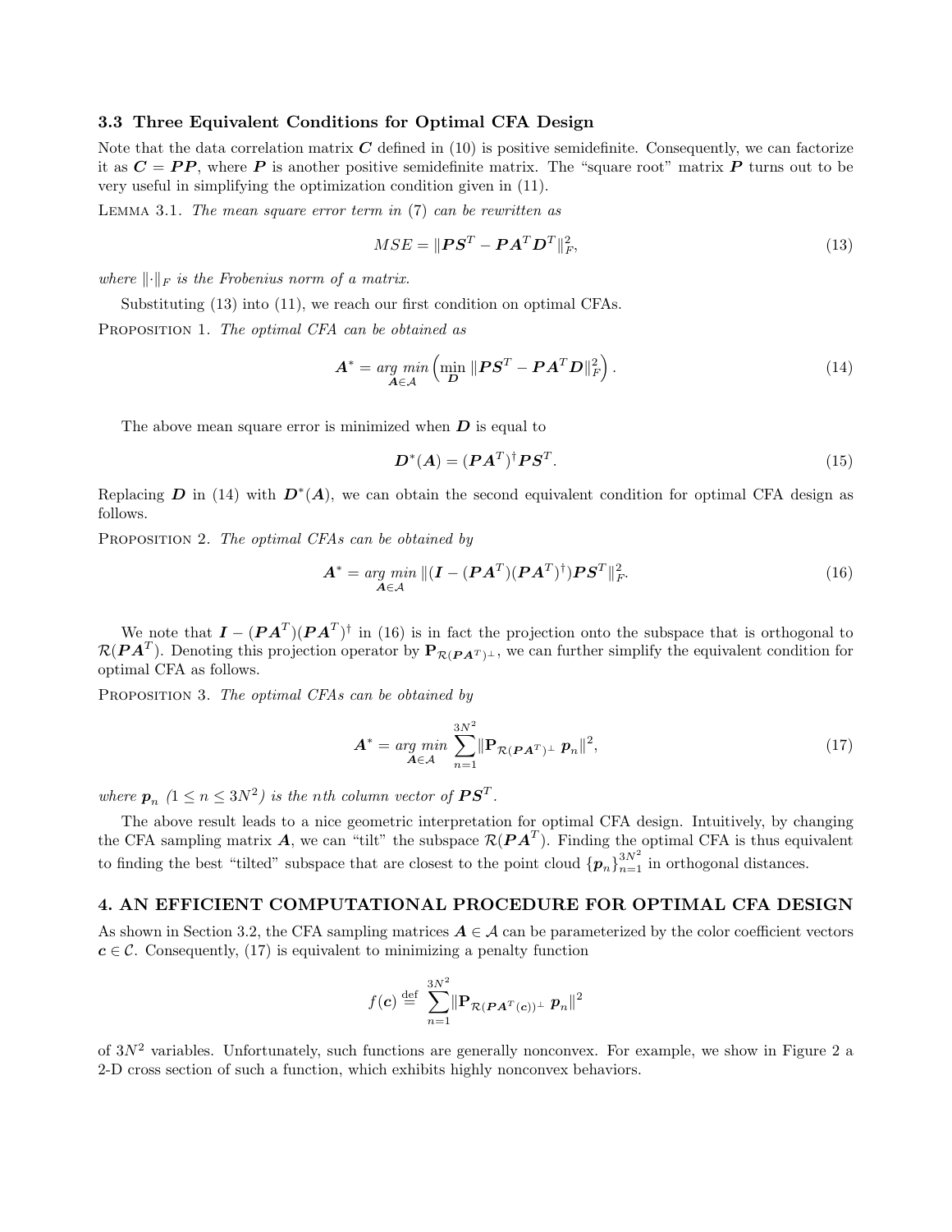### 3.3 Three Equivalent Conditions for Optimal CFA Design

Note that the data correlation matrix $\boldsymbol{C}$ defined in (10) is positive semidefinite. Consequently, we can factorize it as $\boldsymbol{C} = \boldsymbol{P}\boldsymbol{P}$, where $\boldsymbol{P}$ is another positive semidefinite matrix. The "square root" matrix $\boldsymbol{P}$ turns out to be very useful in simplifying the optimization condition given in (11).

LEMMA 3.1. *The mean square error term in* (7) *can be rewritten as*

$$MSE = \|\boldsymbol{P}\boldsymbol{S}^T - \boldsymbol{P}\boldsymbol{A}^T\boldsymbol{D}^T\|_F^2, \tag{13}$$

*where* $\|\cdot\|_F$ *is the Frobenius norm of a matrix.*

Substituting (13) into (11), we reach our first condition on optimal CFAs.

PROPOSITION 1. *The optimal CFA can be obtained as*

$$\boldsymbol{A}^* = \underset{\boldsymbol{A}\in\mathcal{A}}{\arg\min}\left(\min_{\boldsymbol{D}} \|\boldsymbol{P}\boldsymbol{S}^T - \boldsymbol{P}\boldsymbol{A}^T\boldsymbol{D}\|_F^2\right). \tag{14}$$

The above mean square error is minimized when $\boldsymbol{D}$ is equal to

$$\boldsymbol{D}^*(\boldsymbol{A}) = (\boldsymbol{P}\boldsymbol{A}^T)^\dagger \boldsymbol{P}\boldsymbol{S}^T. \tag{15}$$

Replacing $\boldsymbol{D}$ in (14) with $\boldsymbol{D}^*(\boldsymbol{A})$, we can obtain the second equivalent condition for optimal CFA design as follows.

PROPOSITION 2. *The optimal CFAs can be obtained by*

$$\boldsymbol{A}^* = \underset{\boldsymbol{A}\in\mathcal{A}}{\arg\min} \|(\boldsymbol{I} - (\boldsymbol{P}\boldsymbol{A}^T)(\boldsymbol{P}\boldsymbol{A}^T)^\dagger)\boldsymbol{P}\boldsymbol{S}^T\|_F^2. \tag{16}$$

We note that $\boldsymbol{I} - (\boldsymbol{P}\boldsymbol{A}^T)(\boldsymbol{P}\boldsymbol{A}^T)^\dagger$ in (16) is in fact the projection onto the subspace that is orthogonal to $\mathcal{R}(\boldsymbol{P}\boldsymbol{A}^T)$. Denoting this projection operator by $\mathbf{P}_{\mathcal{R}(\boldsymbol{P}\boldsymbol{A}^T)^\perp}$, we can further simplify the equivalent condition for optimal CFA as follows.

PROPOSITION 3. *The optimal CFAs can be obtained by*

$$\boldsymbol{A}^* = \underset{\boldsymbol{A}\in\mathcal{A}}{\arg\min} \sum_{n=1}^{3N^2} \|\mathbf{P}_{\mathcal{R}(\boldsymbol{P}\boldsymbol{A}^T)^\perp}\, \boldsymbol{p}_n\|^2, \tag{17}$$

*where* $\boldsymbol{p}_n$ *(*$1 \leq n \leq 3N^2$*) is the nth column vector of* $\boldsymbol{P}\boldsymbol{S}^T$.

The above result leads to a nice geometric interpretation for optimal CFA design. Intuitively, by changing the CFA sampling matrix $\boldsymbol{A}$, we can "tilt" the subspace $\mathcal{R}(\boldsymbol{P}\boldsymbol{A}^T)$. Finding the optimal CFA is thus equivalent to finding the best "tilted" subspace that are closest to the point cloud $\{\boldsymbol{p}_n\}_{n=1}^{3N^2}$ in orthogonal distances.

## 4. AN EFFICIENT COMPUTATIONAL PROCEDURE FOR OPTIMAL CFA DESIGN

As shown in Section 3.2, the CFA sampling matrices $\boldsymbol{A} \in \mathcal{A}$ can be parameterized by the color coefficient vectors $\boldsymbol{c} \in \mathcal{C}$. Consequently, (17) is equivalent to minimizing a penalty function

$$f(\boldsymbol{c}) \overset{\text{def}}{=} \sum_{n=1}^{3N^2} \|\mathbf{P}_{\mathcal{R}(\boldsymbol{P}\boldsymbol{A}^T(\boldsymbol{c}))^\perp}\, \boldsymbol{p}_n\|^2$$

of $3N^2$ variables. Unfortunately, such functions are generally nonconvex. For example, we show in Figure 2 a 2-D cross section of such a function, which exhibits highly nonconvex behaviors.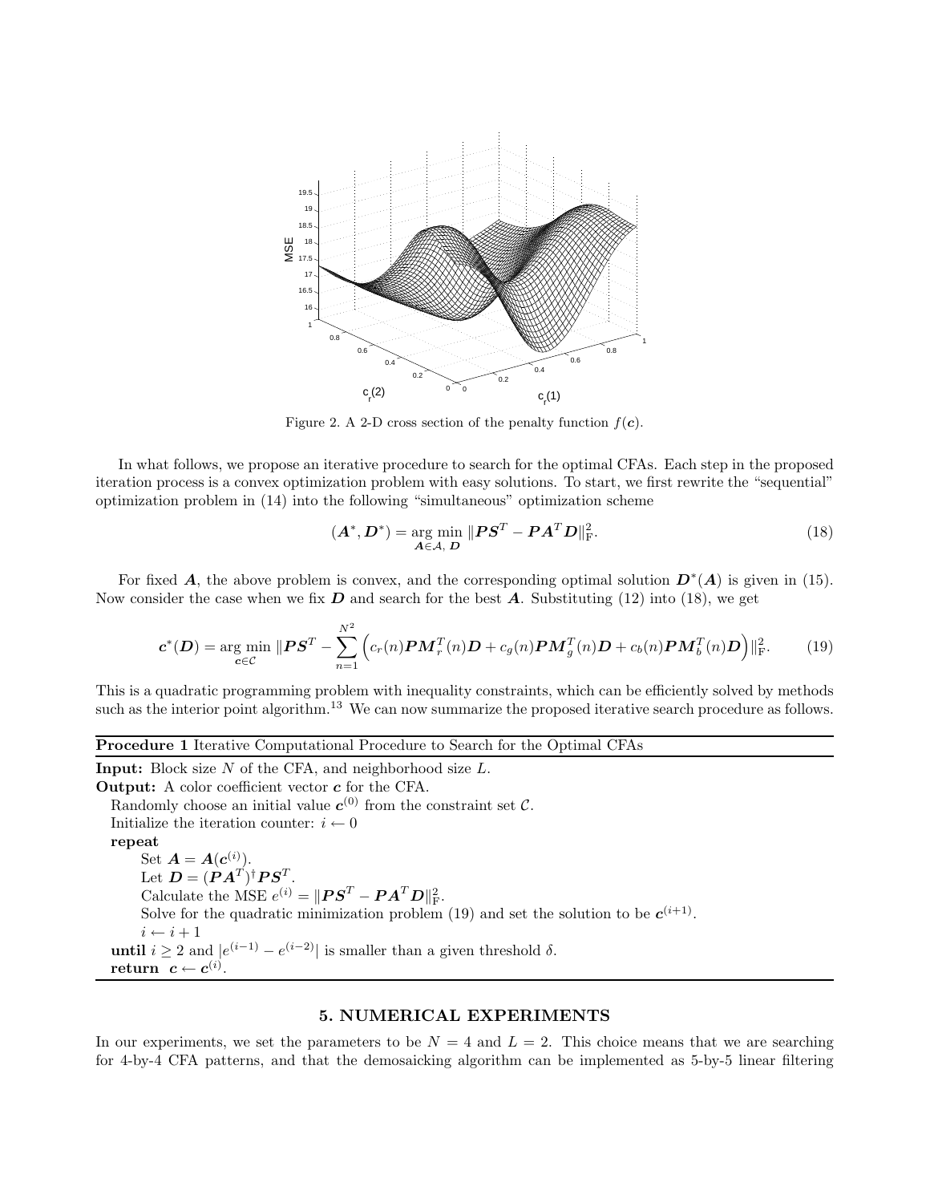Figure 2. A 2-D cross section of the penalty function $f(\boldsymbol{c})$.

In what follows, we propose an iterative procedure to search for the optimal CFAs. Each step in the proposed iteration process is a convex optimization problem with easy solutions. To start, we first rewrite the "sequential" optimization problem in (14) into the following "simultaneous" optimization scheme

$$(\boldsymbol{A}^*, \boldsymbol{D}^*) = \underset{\boldsymbol{A} \in \mathcal{A},\, \boldsymbol{D}}{\arg\min} \, \|\boldsymbol{P}\boldsymbol{S}^T - \boldsymbol{P}\boldsymbol{A}^T\boldsymbol{D}\|_{\mathrm{F}}^2. \tag{18}$$

For fixed $\boldsymbol{A}$, the above problem is convex, and the corresponding optimal solution $\boldsymbol{D}^*(\boldsymbol{A})$ is given in (15). Now consider the case when we fix $\boldsymbol{D}$ and search for the best $\boldsymbol{A}$. Substituting (12) into (18), we get

$$\boldsymbol{c}^*(\boldsymbol{D}) = \underset{\boldsymbol{c} \in \mathcal{C}}{\arg\min} \, \|\boldsymbol{P}\boldsymbol{S}^T - \sum_{n=1}^{N^2} \left( c_r(n)\boldsymbol{P}\boldsymbol{M}_r^T(n)\boldsymbol{D} + c_g(n)\boldsymbol{P}\boldsymbol{M}_g^T(n)\boldsymbol{D} + c_b(n)\boldsymbol{P}\boldsymbol{M}_b^T(n)\boldsymbol{D} \right)\|_{\mathrm{F}}^2. \tag{19}$$

This is a quadratic programming problem with inequality constraints, which can be efficiently solved by methods such as the interior point algorithm.[13] We can now summarize the proposed iterative search procedure as follows.

---

**Procedure 1** Iterative Computational Procedure to Search for the Optimal CFAs

---

**Input:** Block size $N$ of the CFA, and neighborhood size $L$.
**Output:** A color coefficient vector $\boldsymbol{c}$ for the CFA.
Randomly choose an initial value $\boldsymbol{c}^{(0)}$ from the constraint set $\mathcal{C}$.
Initialize the iteration counter: $i \leftarrow 0$
**repeat**
  Set $\boldsymbol{A} = \boldsymbol{A}(\boldsymbol{c}^{(i)})$.
  Let $\boldsymbol{D} = (\boldsymbol{P}\boldsymbol{A}^T)^\dagger \boldsymbol{P}\boldsymbol{S}^T$.
  Calculate the MSE $e^{(i)} = \|\boldsymbol{P}\boldsymbol{S}^T - \boldsymbol{P}\boldsymbol{A}^T\boldsymbol{D}\|_{\mathrm{F}}^2$.
  Solve for the quadratic minimization problem (19) and set the solution to be $\boldsymbol{c}^{(i+1)}$.
  $i \leftarrow i + 1$
**until** $i \geq 2$ and $|e^{(i-1)} - e^{(i-2)}|$ is smaller than a given threshold $\delta$.
**return** $\boldsymbol{c} \leftarrow \boldsymbol{c}^{(i)}$.

---

## 5. NUMERICAL EXPERIMENTS

In our experiments, we set the parameters to be $N = 4$ and $L = 2$. This choice means that we are searching for 4-by-4 CFA patterns, and that the demosaicking algorithm can be implemented as 5-by-5 linear filtering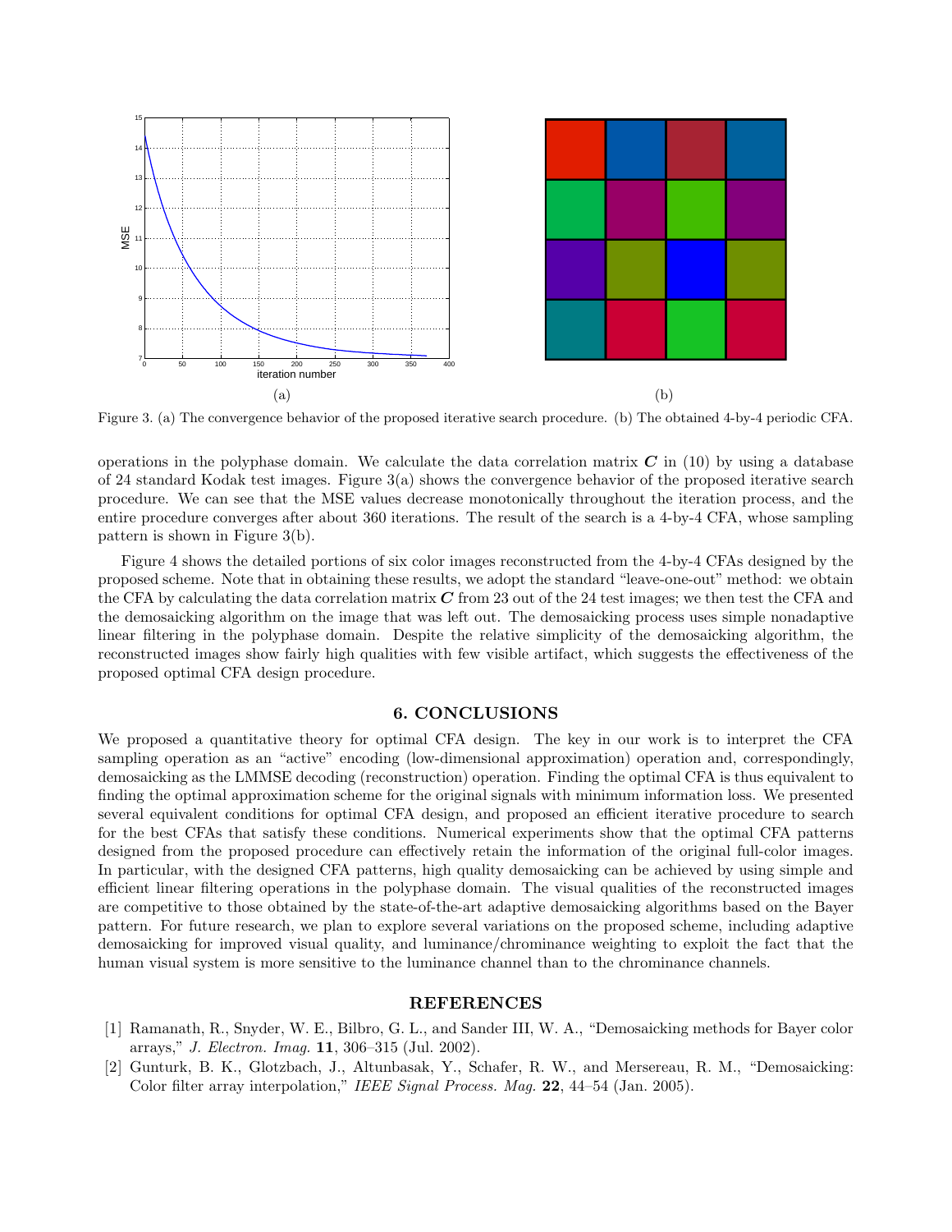Figure 3. (a) The convergence behavior of the proposed iterative search procedure. (b) The obtained 4-by-4 periodic CFA.

operations in the polyphase domain. We calculate the data correlation matrix $\boldsymbol{C}$ in (10) by using a database of 24 standard Kodak test images. Figure 3(a) shows the convergence behavior of the proposed iterative search procedure. We can see that the MSE values decrease monotonically throughout the iteration process, and the entire procedure converges after about 360 iterations. The result of the search is a 4-by-4 CFA, whose sampling pattern is shown in Figure 3(b).

Figure 4 shows the detailed portions of six color images reconstructed from the 4-by-4 CFAs designed by the proposed scheme. Note that in obtaining these results, we adopt the standard "leave-one-out" method: we obtain the CFA by calculating the data correlation matrix $\boldsymbol{C}$ from 23 out of the 24 test images; we then test the CFA and the demosaicking algorithm on the image that was left out. The demosaicking process uses simple nonadaptive linear filtering in the polyphase domain. Despite the relative simplicity of the demosaicking algorithm, the reconstructed images show fairly high qualities with few visible artifact, which suggests the effectiveness of the proposed optimal CFA design procedure.

## 6. CONCLUSIONS

We proposed a quantitative theory for optimal CFA design. The key in our work is to interpret the CFA sampling operation as an "active" encoding (low-dimensional approximation) operation and, correspondingly, demosaicking as the LMMSE decoding (reconstruction) operation. Finding the optimal CFA is thus equivalent to finding the optimal approximation scheme for the original signals with minimum information loss. We presented several equivalent conditions for optimal CFA design, and proposed an efficient iterative procedure to search for the best CFAs that satisfy these conditions. Numerical experiments show that the optimal CFA patterns designed from the proposed procedure can effectively retain the information of the original full-color images. In particular, with the designed CFA patterns, high quality demosaicking can be achieved by using simple and efficient linear filtering operations in the polyphase domain. The visual qualities of the reconstructed images are competitive to those obtained by the state-of-the-art adaptive demosaicking algorithms based on the Bayer pattern. For future research, we plan to explore several variations on the proposed scheme, including adaptive demosaicking for improved visual quality, and luminance/chrominance weighting to exploit the fact that the human visual system is more sensitive to the luminance channel than to the chrominance channels.

## REFERENCES

[1] Ramanath, R., Snyder, W. E., Bilbro, G. L., and Sander III, W. A., "Demosaicking methods for Bayer color arrays," *J. Electron. Imag.* **11**, 306–315 (Jul. 2002).

[2] Gunturk, B. K., Glotzbach, J., Altunbasak, Y., Schafer, R. W., and Mersereau, R. M., "Demosaicking: Color filter array interpolation," *IEEE Signal Process. Mag.* **22**, 44–54 (Jan. 2005).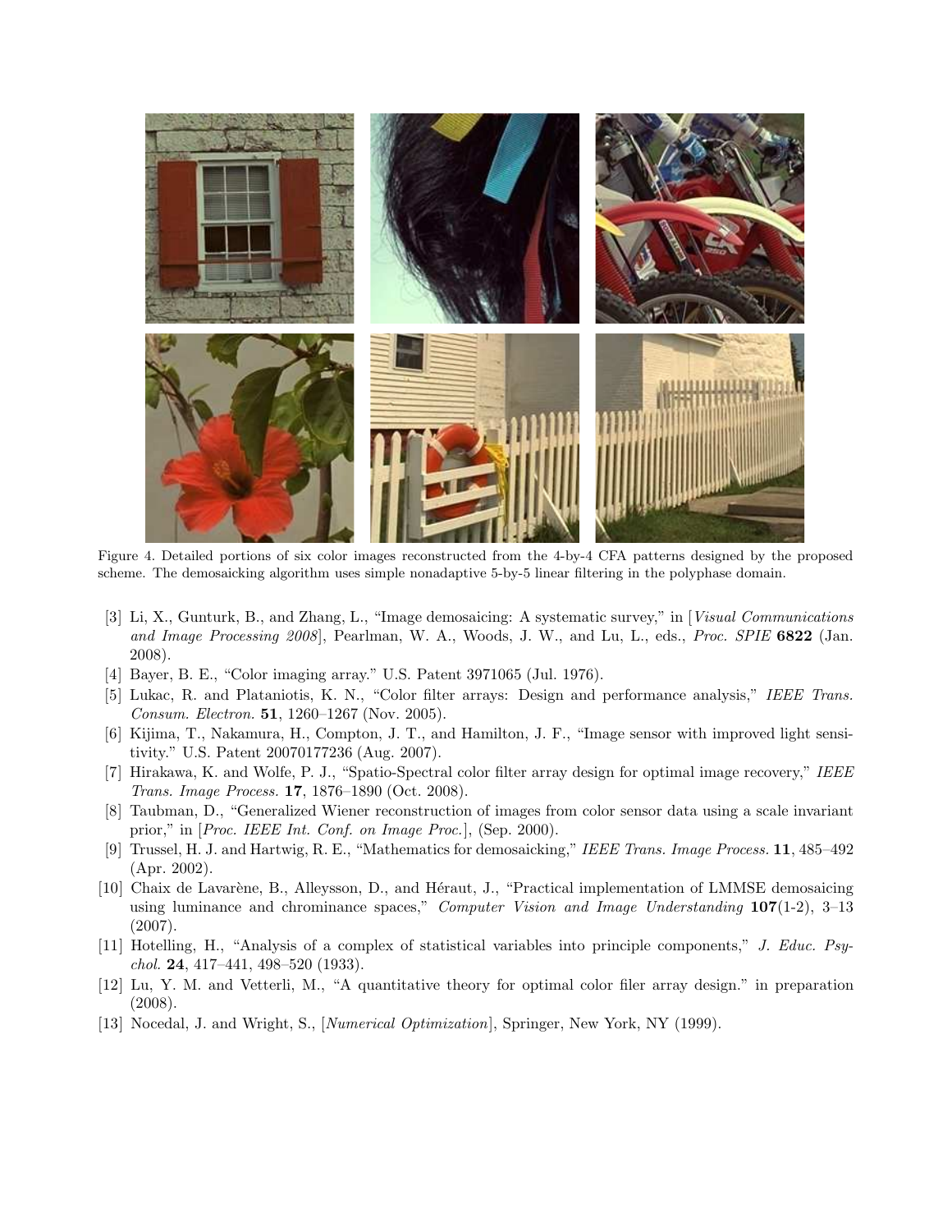Figure 4. Detailed portions of six color images reconstructed from the 4-by-4 CFA patterns designed by the proposed scheme. The demosaicking algorithm uses simple nonadaptive 5-by-5 linear filtering in the polyphase domain.

[3] Li, X., Gunturk, B., and Zhang, L., "Image demosaicing: A systematic survey," in [*Visual Communications and Image Processing 2008*], Pearlman, W. A., Woods, J. W., and Lu, L., eds., *Proc. SPIE* **6822** (Jan. 2008).

[4] Bayer, B. E., "Color imaging array." U.S. Patent 3971065 (Jul. 1976).

[5] Lukac, R. and Plataniotis, K. N., "Color filter arrays: Design and performance analysis," *IEEE Trans. Consum. Electron.* **51**, 1260–1267 (Nov. 2005).

[6] Kijima, T., Nakamura, H., Compton, J. T., and Hamilton, J. F., "Image sensor with improved light sensitivity." U.S. Patent 20070177236 (Aug. 2007).

[7] Hirakawa, K. and Wolfe, P. J., "Spatio-Spectral color filter array design for optimal image recovery," *IEEE Trans. Image Process.* **17**, 1876–1890 (Oct. 2008).

[8] Taubman, D., "Generalized Wiener reconstruction of images from color sensor data using a scale invariant prior," in [*Proc. IEEE Int. Conf. on Image Proc.*], (Sep. 2000).

[9] Trussel, H. J. and Hartwig, R. E., "Mathematics for demosaicking," *IEEE Trans. Image Process.* **11**, 485–492 (Apr. 2002).

[10] Chaix de Lavarène, B., Alleysson, D., and Hérault, J., "Practical implementation of LMMSE demosaicing using luminance and chrominance spaces," *Computer Vision and Image Understanding* **107**(1-2), 3–13 (2007).

[11] Hotelling, H., "Analysis of a complex of statistical variables into principle components," *J. Educ. Psychol.* **24**, 417–441, 498–520 (1933).

[12] Lu, Y. M. and Vetterli, M., "A quantitative theory for optimal color filer array design." in preparation (2008).

[13] Nocedal, J. and Wright, S., [*Numerical Optimization*], Springer, New York, NY (1999).